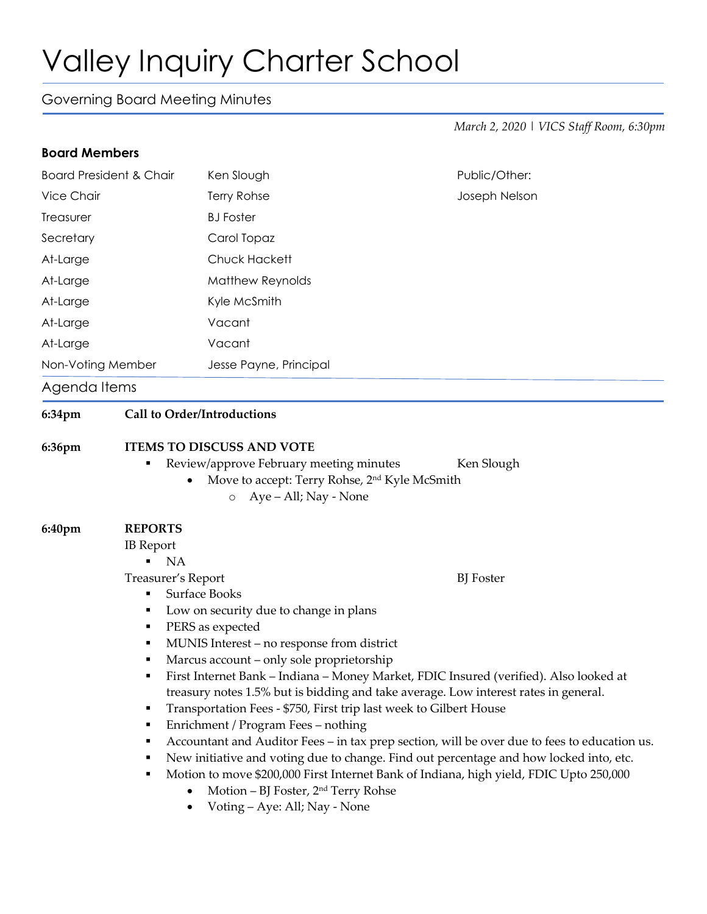# Valley Inquiry Charter School

## Governing Board Meeting Minutes

*March 2, 2020 | VICS Staff Room, 6:30pm*

### Board Members

| | | |
|---|---|---|
| Board President & Chair | Ken Slough | Public/Other: |
| Vice Chair | Terry Rohse | Joseph Nelson |
| Treasurer | BJ Foster | |
| Secretary | Carol Topaz | |
| At-Large | Chuck Hackett | |
| At-Large | Matthew Reynolds | |
| At-Large | Kyle McSmith | |
| At-Large | Vacant | |
| At-Large | Vacant | |
| Non-Voting Member | Jesse Payne, Principal | |

## Agenda Items

**6:34pm** **Call to Order/Introductions**

**6:36pm** **ITEMS TO DISCUSS AND VOTE**

- Review/approve February meeting minutes — Ken Slough
  - Move to accept: Terry Rohse, 2nd Kyle McSmith
    - Aye – All; Nay - None

**6:40pm** **REPORTS**

IB Report

- NA

Treasurer's Report — BJ Foster

- Surface Books
- Low on security due to change in plans
- PERS as expected
- MUNIS Interest – no response from district
- Marcus account – only sole proprietorship
- First Internet Bank – Indiana – Money Market, FDIC Insured (verified). Also looked at treasury notes 1.5% but is bidding and take average. Low interest rates in general.
- Transportation Fees - $750, First trip last week to Gilbert House
- Enrichment / Program Fees – nothing
- Accountant and Auditor Fees – in tax prep section, will be over due to fees to education us.
- New initiative and voting due to change. Find out percentage and how locked into, etc.
- Motion to move $200,000 First Internet Bank of Indiana, high yield, FDIC Upto 250,000
  - Motion – BJ Foster, 2nd Terry Rohse
  - Voting – Aye: All; Nay - None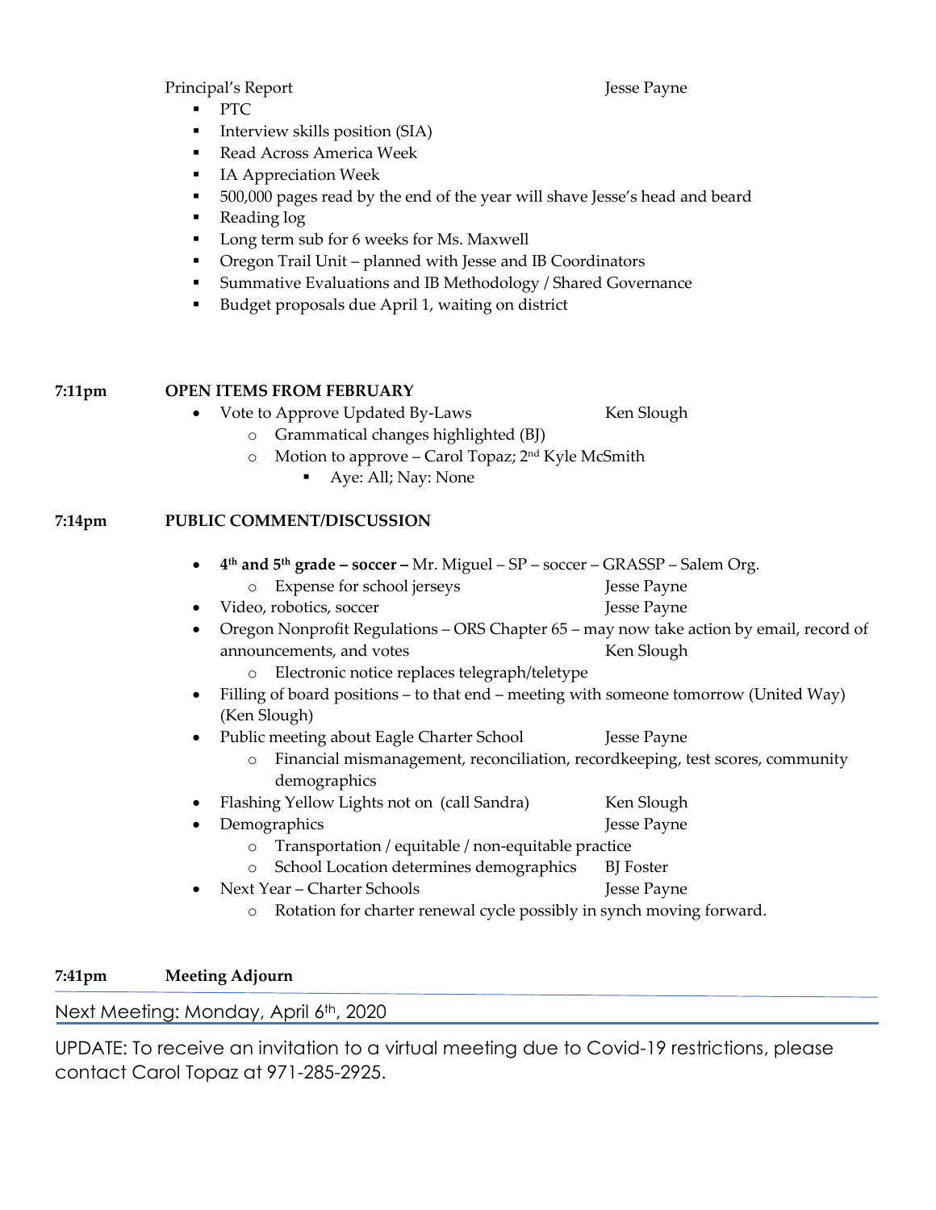Principal's Report — Jesse Payne

- PTC
- Interview skills position (SIA)
- Read Across America Week
- IA Appreciation Week
- 500,000 pages read by the end of the year will shave Jesse's head and beard
- Reading log
- Long term sub for 6 weeks for Ms. Maxwell
- Oregon Trail Unit – planned with Jesse and IB Coordinators
- Summative Evaluations and IB Methodology / Shared Governance
- Budget proposals due April 1, waiting on district

**7:11pm OPEN ITEMS FROM FEBRUARY**

- Vote to Approve Updated By-Laws — Ken Slough
  - Grammatical changes highlighted (BJ)
  - Motion to approve – Carol Topaz; 2nd Kyle McSmith
    - Aye: All; Nay: None

**7:14pm PUBLIC COMMENT/DISCUSSION**

- **4th and 5th grade – soccer –** Mr. Miguel – SP – soccer – GRASSP – Salem Org.
  - Expense for school jerseys — Jesse Payne
- Video, robotics, soccer — Jesse Payne
- Oregon Nonprofit Regulations – ORS Chapter 65 – may now take action by email, record of announcements, and votes — Ken Slough
  - Electronic notice replaces telegraph/teletype
- Filling of board positions – to that end – meeting with someone tomorrow (United Way) (Ken Slough)
- Public meeting about Eagle Charter School — Jesse Payne
  - Financial mismanagement, reconciliation, recordkeeping, test scores, community demographics
- Flashing Yellow Lights not on (call Sandra) — Ken Slough
- Demographics — Jesse Payne
  - Transportation / equitable / non-equitable practice
  - School Location determines demographics — BJ Foster
- Next Year – Charter Schools — Jesse Payne
  - Rotation for charter renewal cycle possibly in synch moving forward.

**7:41pm Meeting Adjourn**

Next Meeting: Monday, April 6th, 2020

UPDATE: To receive an invitation to a virtual meeting due to Covid-19 restrictions, please contact Carol Topaz at 971-285-2925.